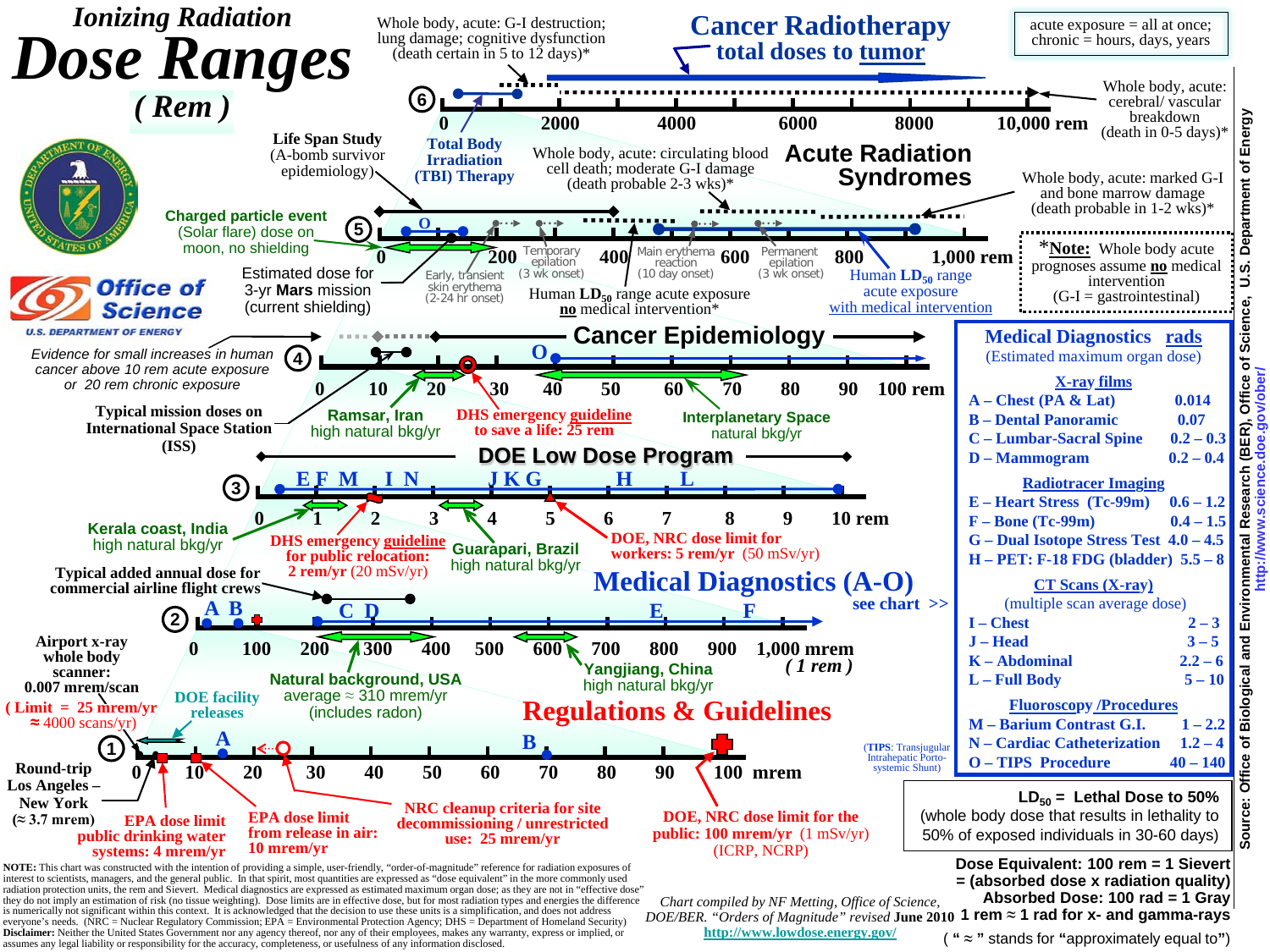# *Ionizing Radiation* Dose Ranges

*( Rem )*

Office of Science — U.S. DEPARTMENT OF ENERGY

acute exposure = all at once; chronic = hours, days, years

## Cancer Radiotherapy total doses to tumor

**Scale 6:** 0 — 2000 — 4000 — 6000 — 8000 — 10,000 rem

- Whole body, acute: G-I destruction; lung damage; cognitive dysfunction (death certain in 5 to 12 days)*
- Whole body, acute: cerebral/ vascular breakdown (death in 0-5 days)*
- Total Body Irradiation (TBI) Therapy

## Acute Radiation Syndromes

**Scale 5:** 0 — 200 — 400 — 600 — 800 — 1,000 rem

- Life Span Study (A-bomb survivor epidemiology)
- Whole body, acute: circulating blood cell death; moderate G-I damage (death probable 2-3 wks)*
- Whole body, acute: marked G-I and bone marrow damage (death probable in 1-2 wks)*
- Charged particle event (Solar flare) dose on moon, no shielding
- Estimated dose for 3-yr Mars mission (current shielding)
- Early, transient skin erythema (2-24 hr onset)
- Temporary epilation (3 wk onset)
- Main erythema reaction (10 day onset)
- Permanent epilation (3 wk onset)
- Human $LD_{50}$ range acute exposure **no** medical intervention*
- Human $LD_{50}$ range acute exposure with medical intervention

***Note:** Whole body acute prognoses assume **no** medical intervention (G-I = gastrointestinal)

## Cancer Epidemiology

**Scale 4:** 0 — 10 — 20 — 30 — 40 — 50 — 60 — 70 — 80 — 90 — 100 rem

- *Evidence for small increases in human cancer above 10 rem acute exposure or 20 rem chronic exposure*
- Typical mission doses on International Space Station (ISS)
- Ramsar, Iran high natural bkg/yr
- DHS emergency guideline to save a life: 25 rem
- Interplanetary Space natural bkg/yr

## DOE Low Dose Program

**Scale 3:** 0 — 1 — 2 — 3 — 4 — 5 — 6 — 7 — 8 — 9 — 10 rem

- Kerala coast, India high natural bkg/yr
- DHS emergency guideline for public relocation: 2 rem/yr (20 mSv/yr)
- Guarapari, Brazil high natural bkg/yr
- DOE, NRC dose limit for workers: 5 rem/yr (50 mSv/yr)
- Typical added annual dose for commercial airline flight crews

## Medical Diagnostics (A-O)

see chart >>

**Scale 2:** 0 — 100 — 200 — 300 — 400 — 500 — 600 — 700 — 800 — 900 — 1,000 mrem (*1 rem*)

- Airport x-ray whole body scanner: 0.007 mrem/scan (Limit = 25 mrem/yr ≈ 4000 scans/yr)
- Natural background, USA average ≈ 310 mrem/yr (includes radon)
- Yangjiang, China high natural bkg/yr

## Regulations & Guidelines

**Scale 1:** 0 — 10 — 20 — 30 — 40 — 50 — 60 — 70 — 80 — 90 — 100 mrem

- DOE facility releases
- Round-trip Los Angeles – New York (≈ 3.7 mrem)
- EPA dose limit public drinking water systems: 4 mrem/yr
- EPA dose limit from release in air: 10 mrem/yr
- NRC cleanup criteria for site decommissioning / unrestricted use: 25 mrem/yr
- DOE, NRC dose limit for the public: 100 mrem/yr (1 mSv/yr) (ICRP, NCRP)

(**TIPS**: Transjugular Intrahepatic Porto-systemic Shunt)

## Medical Diagnostics rads

(Estimated maximum organ dose)

| | |
|---|---|
| **X-ray films** | |
| A – Chest (PA & Lat) | 0.014 |
| B – Dental Panoramic | 0.07 |
| C – Lumbar-Sacral Spine | 0.2 – 0.3 |
| D – Mammogram | 0.2 – 0.4 |
| **Radiotracer Imaging** | |
| E – Heart Stress (Tc-99m) | 0.6 – 1.2 |
| F – Bone (Tc-99m) | 0.4 – 1.5 |
| G – Dual Isotope Stress Test | 4.0 – 4.5 |
| H – PET: F-18 FDG (bladder) | 5.5 – 8 |
| **CT Scans (X-ray)** (multiple scan average dose) | |
| I – Chest | 2 – 3 |
| J – Head | 3 – 5 |
| K – Abdominal | 2.2 – 6 |
| L – Full Body | 5 – 10 |
| **Fluoroscopy /Procedures** | |
| M – Barium Contrast G.I. | 1 – 2.2 |
| N – Cardiac Catheterization | 1.2 – 4 |
| O – TIPS Procedure | 40 – 140 |

**$LD_{50}$ = Lethal Dose to 50%** (whole body dose that results in lethality to 50% of exposed individuals in 30-60 days)

**Dose Equivalent: 100 rem = 1 Sievert = (absorbed dose x radiation quality)**
**Absorbed Dose: 100 rad = 1 Gray**
**1 rem ≈ 1 rad for x- and gamma-rays**
( " ≈ " stands for "approximately equal to")

**NOTE:** This chart was constructed with the intention of providing a simple, user-friendly, "order-of-magnitude" reference for radiation exposures of interest to scientists, managers, and the general public. In that spirit, most quantities are expressed as "dose equivalent" in the more commonly used radiation protection units, the rem and Sievert. Medical diagnostics are expressed as estimated maximum organ dose; as they are not in "effective dose" they do not imply an estimation of risk (no tissue weighting). Dose limits are in effective dose, but for most radiation types and energies the difference is numerically not significant within this context. It is acknowledged that the decision to use these units is a simplification, and does not address everyone's needs. (NRC = Nuclear Regulatory Commission; EPA = Environmental Protection Agency; DHS = Department of Homeland Security)
**Disclaimer:** Neither the United States Government nor any agency thereof, nor any of their employees, makes any warranty, express or implied, or assumes any legal liability or responsibility for the accuracy, completeness, or usefulness of any information disclosed.

*Chart compiled by NF Metting, Office of Science, DOE/BER. "Orders of Magnitude" revised* **June 2010**
http://www.lowdose.energy.gov/

Source: Office of Biological and Environmental Research (BER), Office of Science, U.S. Department of Energy http://www.science.doe.gov/ober/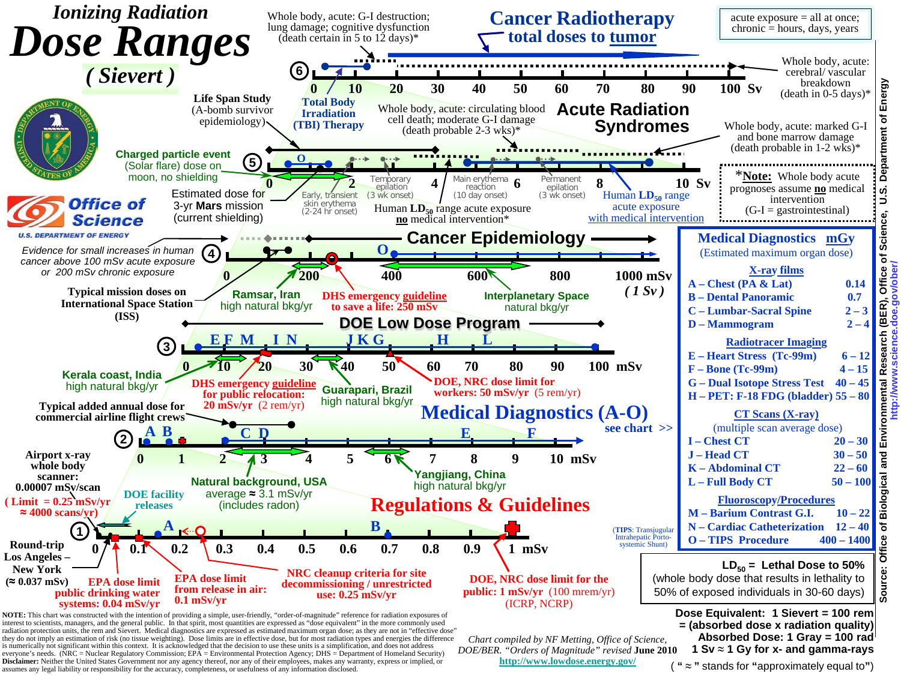# *Ionizing Radiation* Dose Ranges

*( Sievert )*

acute exposure = all at once; chronic = hours, days, years

## Cancer Radiotherapy

total doses to tumor

Whole body, acute: G-I destruction; lung damage; cognitive dysfunction (death certain in 5 to 12 days)*

Whole body, acute: cerebral/ vascular breakdown (death in 0-5 days)*

6

0 10 20 30 40 50 60 70 80 90 100 Sv

Total Body Irradiation (TBI) Therapy

Life Span Study (A-bomb survivor epidemiology)

Whole body, acute: circulating blood cell death; moderate G-I damage (death probable 2-3 wks)*

## Acute Radiation Syndromes

Whole body, acute: marked G-I and bone marrow damage (death probable in 1-2 wks)*

Charged particle event (Solar flare) dose on moon, no shielding

5

0 2 4 6 8 10 Sv

Estimated dose for 3-yr **Mars** mission (current shielding)

Early, transient skin erythema (2-24 hr onset)

Temporary epilation (3 wk onset)

Main erythema reaction (10 day onset)

Permanent epilation (3 wk onset)

Human $LD_{50}$ range acute exposure **no** medical intervention*

Human $LD_{50}$ range acute exposure with medical intervention

*__Note:__ Whole body acute prognoses assume **no** medical intervention (G-I = gastrointestinal)

## Cancer Epidemiology

Evidence for small increases in human cancer above 100 mSv acute exposure or 200 mSv chronic exposure

4

0 200 400 600 800 1000 mSv (1 Sv)

Typical mission doses on International Space Station (ISS)

Ramsar, Iran high natural bkg/yr

DHS emergency guideline to save a life: 250 mSv

Interplanetary Space natural bkg/yr

## DOE Low Dose Program

3

0 10 20 30 40 50 60 70 80 90 100 mSv

E F M I N J K G H L

Kerala coast, India high natural bkg/yr

DHS emergency guideline for public relocation: 20 mSv/yr (2 rem/yr)

Guarapari, Brazil high natural bkg/yr

DOE, NRC dose limit for workers: 50 mSv/yr (5 rem/yr)

Typical added annual dose for commercial airline flight crews

## Medical Diagnostics (A-O)

see chart >>

2

0 1 2 3 4 5 6 7 8 9 10 mSv

A B C D E F

Airport x-ray whole body scanner: 0.00007 mSv/scan (Limit = 0.25 mSv/yr ≈ 4000 scans/yr)

Natural background, USA average ≈ 3.1 mSv/yr (includes radon)

Yangjiang, China high natural bkg/yr

DOE facility releases

## Regulations & Guidelines

1

0 0.1 0.2 0.3 0.4 0.5 0.6 0.7 0.8 0.9 1 mSv

A B

Round-trip Los Angeles – New York (≈ 0.037 mSv)

EPA dose limit public drinking water systems: 0.04 mSv/yr

EPA dose limit from release in air: 0.1 mSv/yr

NRC cleanup criteria for site decommissioning / unrestricted use: 0.25 mSv/yr

DOE, NRC dose limit for the public: 1 mSv/yr (100 mrem/yr) (ICRP, NCRP)

(TIPS: Transjugular Intrahepatic Porto-systemic Shunt)

### Medical Diagnostics mGy

(Estimated maximum organ dose)

| | |
|---|---|
| **X-ray films** | |
| A – Chest (PA & Lat) | 0.14 |
| B – Dental Panoramic | 0.7 |
| C – Lumbar-Sacral Spine | 2 – 3 |
| D – Mammogram | 2 – 4 |
| **Radiotracer Imaging** | |
| E – Heart Stress (Tc-99m) | 6 – 12 |
| F – Bone (Tc-99m) | 4 – 15 |
| G – Dual Isotope Stress Test | 40 – 45 |
| H – PET: F-18 FDG (bladder) | 55 – 80 |
| **CT Scans (X-ray)** (multiple scan average dose) | |
| I – Chest CT | 20 – 30 |
| J – Head CT | 30 – 50 |
| K – Abdominal CT | 22 – 60 |
| L – Full Body CT | 50 – 100 |
| **Fluoroscopy/Procedures** | |
| M – Barium Contrast G.I. | 10 – 22 |
| N – Cardiac Catheterization | 12 – 40 |
| O – TIPS Procedure | 400 – 1400 |

$LD_{50}$ = Lethal Dose to 50% (whole body dose that results in lethality to 50% of exposed individuals in 30-60 days)

Dose Equivalent: 1 Sievert = 100 rem = (absorbed dose x radiation quality)
Absorbed Dose: 1 Gray = 100 rad
1 Sv ≈ 1 Gy for x- and gamma-rays
( " ≈ " stands for "approximately equal to")

Source: Office of Biological and Environmental Research (BER), Office of Science, U.S. Department of Energy http://www.science.doe.gov/ober/

**NOTE:** This chart was constructed with the intention of providing a simple, user-friendly, "order-of-magnitude" reference for radiation exposures of interest to scientists, managers, and the general public. In that spirit, most quantities are expressed as "dose equivalent" in the more commonly used radiation protection units, the rem and Sievert. Medical diagnostics are expressed as estimated maximum organ dose; as they are not in "effective dose" they do not imply an estimation of risk (no tissue weighting). Dose limits are in effective dose, but for most radiation types and energies the difference is numerically not significant within this context. It is acknowledged that the decision to use these units is a simplification, and does not address everyone's needs. (NRC = Nuclear Regulatory Commission; EPA = Environmental Protection Agency; DHS = Department of Homeland Security)
**Disclaimer:** Neither the United States Government nor any agency thereof, nor any of their employees, makes any warranty, express or implied, or assumes any legal liability or responsibility for the accuracy, completeness, or usefulness of any information disclosed.

*Chart compiled by NF Metting, Office of Science, DOE/BER. "Orders of Magnitude" revised* **June 2010**
http://www.lowdose.energy.gov/